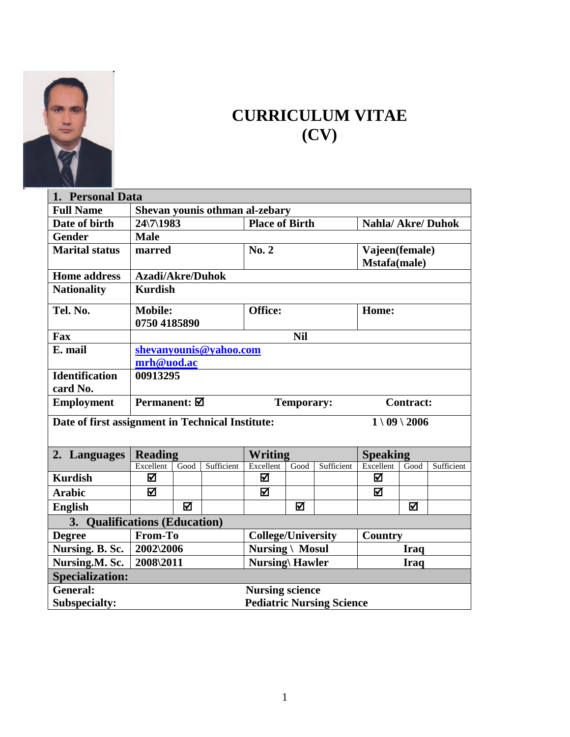# CURRICULUM VITAE (CV)

| **1. Personal Data** | | | |
|---|---|---|---|
| **Full Name** | **Shevan younis othman al-zebary** | | |
| **Date of birth** | **24\7\1983** | **Place of Birth** | **Nahla/ Akre/ Duhok** |
| **Gender** | **Male** | | |
| **Marital status** | **marred** | **No. 2** | **Vajeen(female) Mstafa(male)** |
| **Home address** | **Azadi/Akre/Duhok** | | |
| **Nationality** | **Kurdish** | | |
| **Tel. No.** | **Mobile: 0750 4185890** | **Office:** | **Home:** |
| **Fax** | **Nil** | | |
| **E. mail** | **shevanyounis@yahoo.com mrh@uod.ac** | | |
| **Identification card No.** | **00913295** | | |
| **Employment** | **Permanent: ☑** | **Temporary:** | **Contract:** |
| **Date of first assignment in Technical Institute:** | | | **1 \ 09 \ 2006** |

| **2. Languages** | **Reading** | | | **Writing** | | | **Speaking** | | |
|---|---|---|---|---|---|---|---|---|---|
| | Excellent | Good | Sufficient | Excellent | Good | Sufficient | Excellent | Good | Sufficient |
| **Kurdish** | ☑ | | | ☑ | | | ☑ | | |
| **Arabic** | ☑ | | | ☑ | | | ☑ | | |
| **English** | | ☑ | | | ☑ | | | ☑ | |

| **3. Qualifications (Education)** | | | |
|---|---|---|---|
| **Degree** | **From-To** | **College/University** | **Country** |
| **Nursing. B. Sc.** | **2002\2006** | **Nursing \ Mosul** | **Iraq** |
| **Nursing.M. Sc.** | **2008\2011** | **Nursing\ Hawler** | **Iraq** |

| **Specialization:** | |
|---|---|
| **General:** | **Nursing science** |
| **Subspecialty:** | **Pediatric Nursing Science** |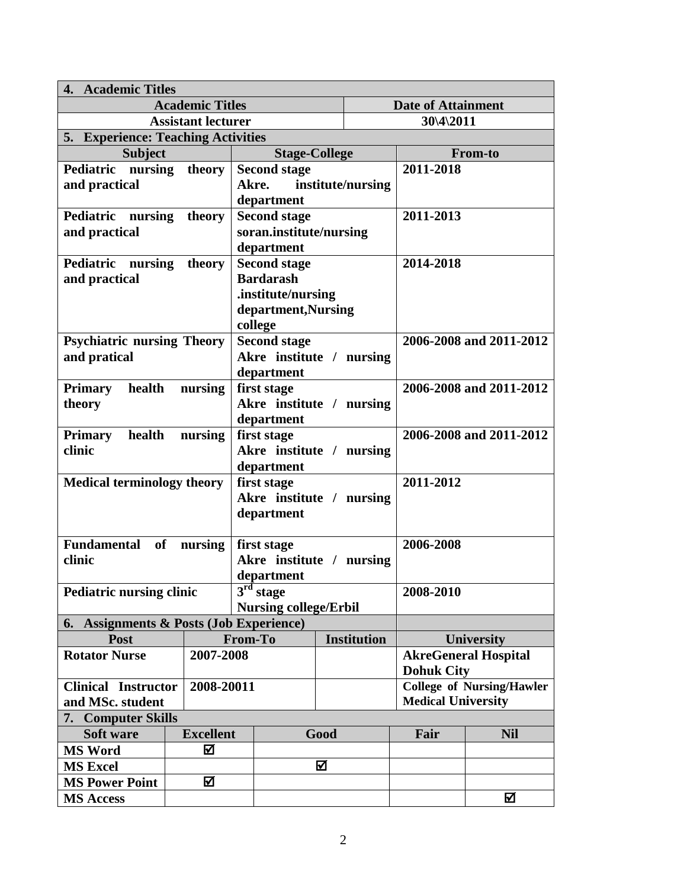## 4. Academic Titles

| Academic Titles | Date of Attainment |
|---|---|
| Assistant lecturer | 30\4\2011 |

## 5. Experience: Teaching Activities

| Subject | Stage-College | From-to |
|---|---|---|
| Pediatric nursing theory and practical | Second stage Akre. institute/nursing department | 2011-2018 |
| Pediatric nursing theory and practical | Second stage soran.institute/nursing department | 2011-2013 |
| Pediatric nursing theory and practical | Second stage Bardarash .institute/nursing department,Nursing college | 2014-2018 |
| Psychiatric nursing Theory and pratical | Second stage Akre institute / nursing department | 2006-2008 and 2011-2012 |
| Primary health nursing theory | first stage Akre institute / nursing department | 2006-2008 and 2011-2012 |
| Primary health nursing clinic | first stage Akre institute / nursing department | 2006-2008 and 2011-2012 |
| Medical terminology theory | first stage Akre institute / nursing department | 2011-2012 |
| Fundamental of nursing clinic | first stage Akre institute / nursing department | 2006-2008 |
| Pediatric nursing clinic | 3rd stage Nursing college/Erbil | 2008-2010 |

## 6. Assignments & Posts (Job Experience)

| Post | From-To | Institution | University |
|---|---|---|---|
| Rotator Nurse | 2007-2008 | | AkreGeneral Hospital Dohuk City |
| Clinical Instructor and MSc. student | 2008-20011 | | College of Nursing/Hawler Medical University |

## 7. Computer Skills

| Soft ware | Excellent | Good | Fair | Nil |
|---|---|---|---|---|
| MS Word | ☑ | | | |
| MS Excel | | ☑ | | |
| MS Power Point | ☑ | | | |
| MS Access | | | | ☑ |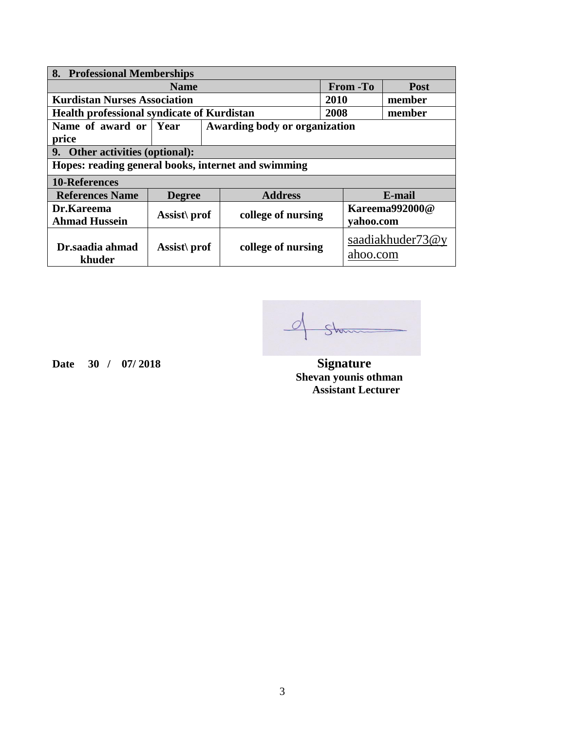## 8. Professional Memberships

| Name | From -To | Post |
|---|---|---|
| **Kurdistan Nurses Association** | **2010** | **member** |
| **Health professional syndicate of Kurdistan** | **2008** | **member** |

| Name of award or price | Year | Awarding body or organization |
|---|---|---|
| | | |

## 9. Other activities (optional):

**Hopes: reading general books, internet and swimming**

## 10-References

| References Name | Degree | Address | E-mail |
|---|---|---|---|
| **Dr.Kareema Ahmad Hussein** | **Assist\ prof** | **college of nursing** | **Kareema992000@yahoo.com** |
| **Dr.saadia ahmad khuder** | **Assist\ prof** | **college of nursing** | saadiakhuder73@yahoo.com |

**Date 30 / 07/ 2018**

**Signature**
**Shevan younis othman**
**Assistant Lecturer**